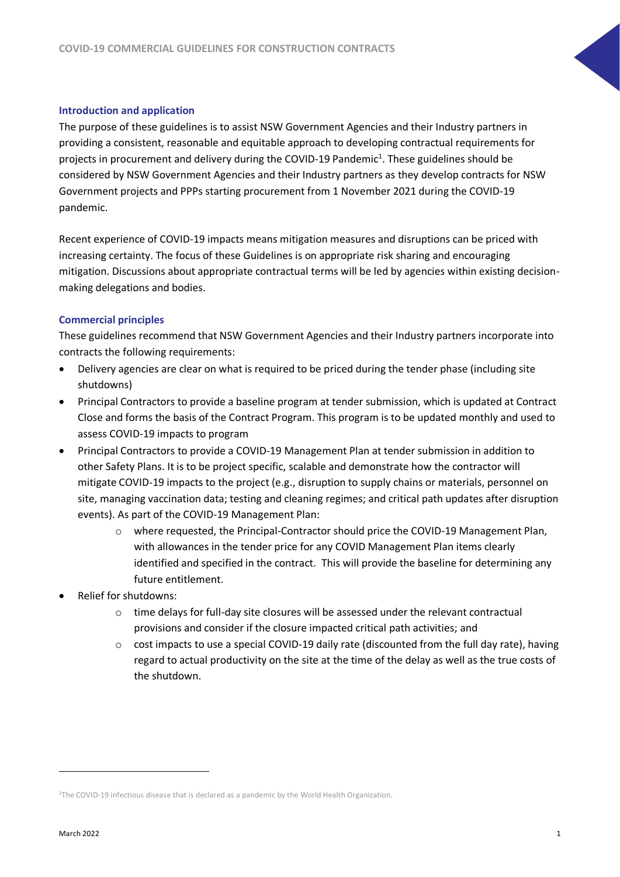## Introduction and application

The purpose of these guidelines is to assist NSW Government Agencies and their Industry partners in providing a consistent, reasonable and equitable approach to developing contractual requirements for projects in procurement and delivery during the COVID-19 Pandemic[1]. These guidelines should be considered by NSW Government Agencies and their Industry partners as they develop contracts for NSW Government projects and PPPs starting procurement from 1 November 2021 during the COVID-19 pandemic.

Recent experience of COVID-19 impacts means mitigation measures and disruptions can be priced with increasing certainty. The focus of these Guidelines is on appropriate risk sharing and encouraging mitigation. Discussions about appropriate contractual terms will be led by agencies within existing decision-making delegations and bodies.

## Commercial principles

These guidelines recommend that NSW Government Agencies and their Industry partners incorporate into contracts the following requirements:

- Delivery agencies are clear on what is required to be priced during the tender phase (including site shutdowns)
- Principal Contractors to provide a baseline program at tender submission, which is updated at Contract Close and forms the basis of the Contract Program. This program is to be updated monthly and used to assess COVID-19 impacts to program
- Principal Contractors to provide a COVID-19 Management Plan at tender submission in addition to other Safety Plans. It is to be project specific, scalable and demonstrate how the contractor will mitigate COVID-19 impacts to the project (e.g., disruption to supply chains or materials, personnel on site, managing vaccination data; testing and cleaning regimes; and critical path updates after disruption events). As part of the COVID-19 Management Plan:
  - where requested, the Principal-Contractor should price the COVID-19 Management Plan, with allowances in the tender price for any COVID Management Plan items clearly identified and specified in the contract. This will provide the baseline for determining any future entitlement.
- Relief for shutdowns:
  - time delays for full-day site closures will be assessed under the relevant contractual provisions and consider if the closure impacted critical path activities; and
  - cost impacts to use a special COVID-19 daily rate (discounted from the full day rate), having regard to actual productivity on the site at the time of the delay as well as the true costs of the shutdown.

---

[1] The COVID-19 infectious disease that is declared as a pandemic by the World Health Organization.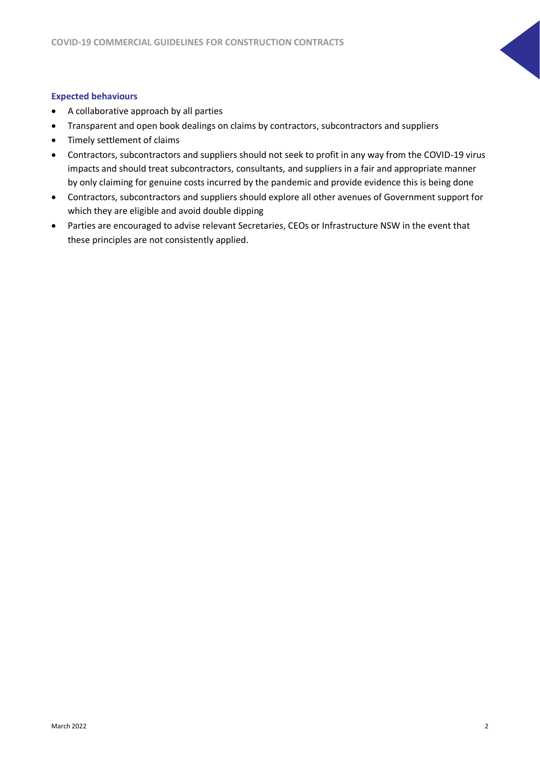### Expected behaviours

- A collaborative approach by all parties
- Transparent and open book dealings on claims by contractors, subcontractors and suppliers
- Timely settlement of claims
- Contractors, subcontractors and suppliers should not seek to profit in any way from the COVID-19 virus impacts and should treat subcontractors, consultants, and suppliers in a fair and appropriate manner by only claiming for genuine costs incurred by the pandemic and provide evidence this is being done
- Contractors, subcontractors and suppliers should explore all other avenues of Government support for which they are eligible and avoid double dipping
- Parties are encouraged to advise relevant Secretaries, CEOs or Infrastructure NSW in the event that these principles are not consistently applied.